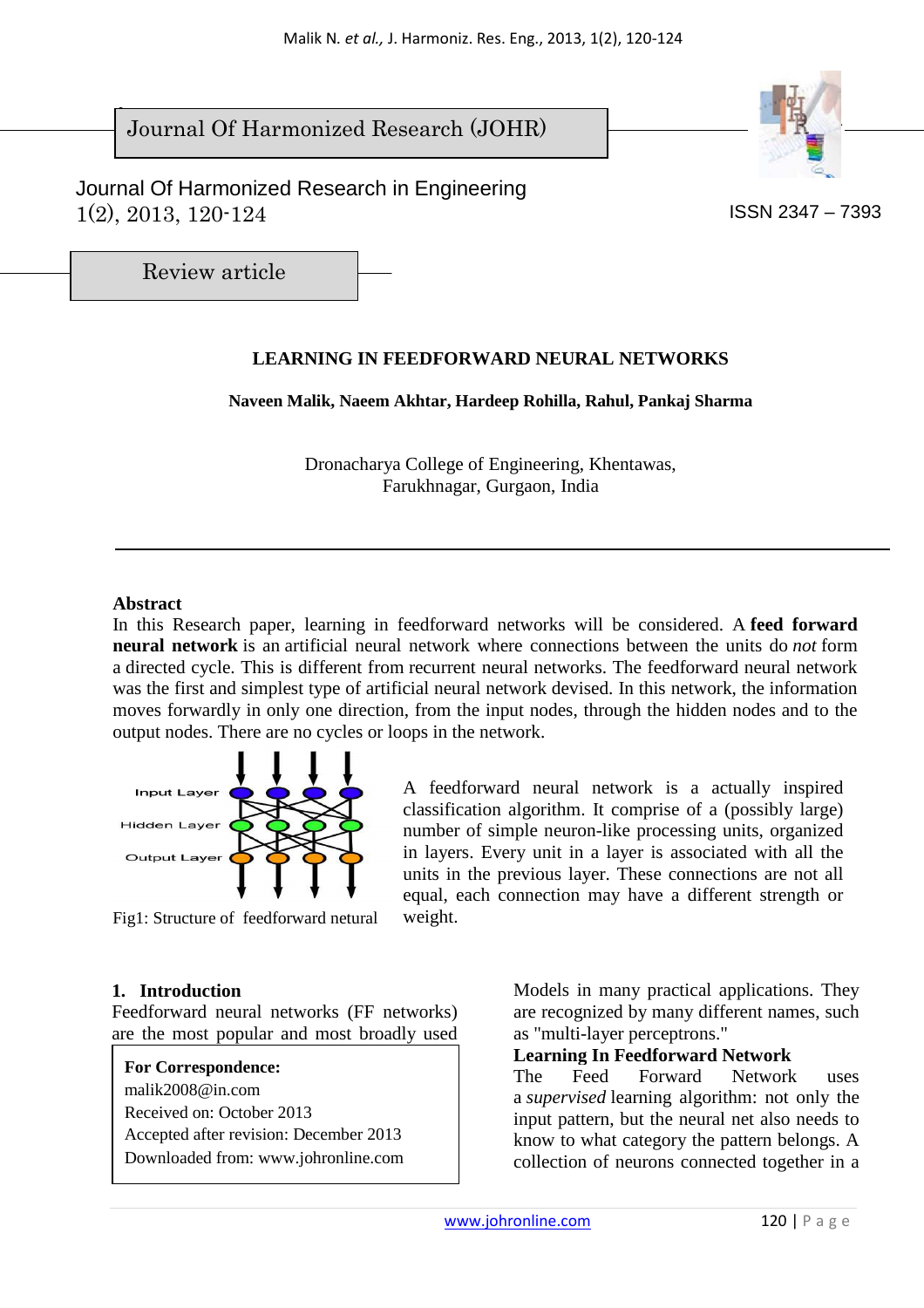Journal Of Harmonized Research (JOHR)

Journal Of Harmonized Research in Engineering
1(2), 2013, 120-124

ISSN 2347 – 7393

Review article

# LEARNING IN FEEDFORWARD NEURAL NETWORKS

**Naveen Malik, Naeem Akhtar, Hardeep Rohilla, Rahul, Pankaj Sharma**

Dronacharya College of Engineering, Khentawas,
Farukhnagar, Gurgaon, India

---

## Abstract

In this Research paper, learning in feedforward networks will be considered. A **feed forward neural network** is an artificial neural network where connections between the units do *not* form a directed cycle. This is different from recurrent neural networks. The feedforward neural network was the first and simplest type of artificial neural network devised. In this network, the information moves forwardly in only one direction, from the input nodes, through the hidden nodes and to the output nodes. There are no cycles or loops in the network.

Fig1: Structure of feedforward netural

A feedforward neural network is a actually inspired classification algorithm. It comprise of a (possibly large) number of simple neuron-like processing units, organized in layers. Every unit in a layer is associated with all the units in the previous layer. These connections are not all equal, each connection may have a different strength or weight.

## 1. Introduction

Feedforward neural networks (FF networks) are the most popular and most broadly used Models in many practical applications. They are recognized by many different names, such as "multi-layer perceptrons."

**For Correspondence:**
malik2008@in.com
Received on: October 2013
Accepted after revision: December 2013
Downloaded from: www.johronline.com

### Learning In Feedforward Network

The Feed Forward Network uses a *supervised* learning algorithm: not only the input pattern, but the neural net also needs to know to what category the pattern belongs. A collection of neurons connected together in a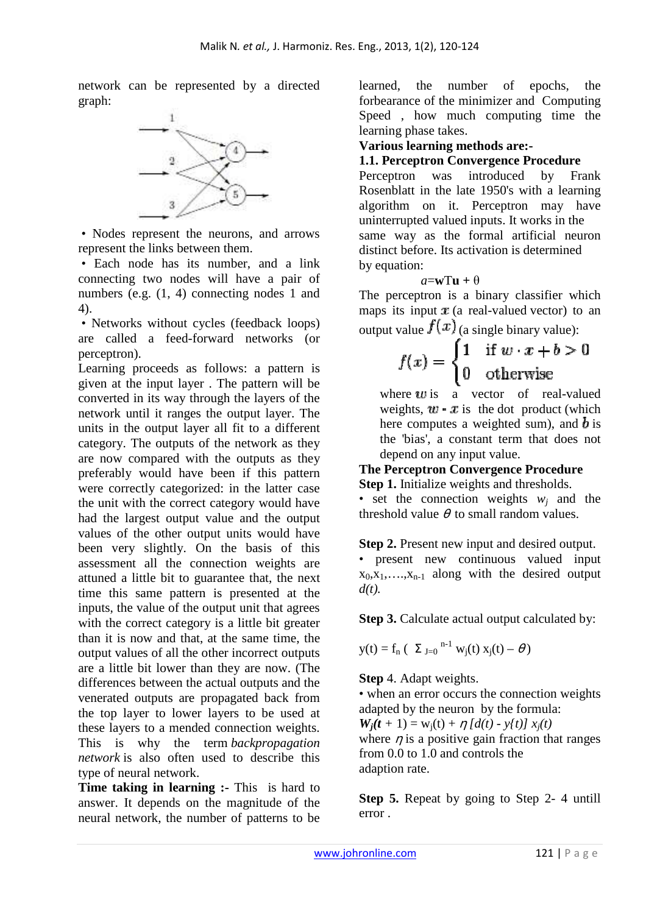network can be represented by a directed graph:

- Nodes represent the neurons, and arrows represent the links between them.
- Each node has its number, and a link connecting two nodes will have a pair of numbers (e.g. (1, 4) connecting nodes 1 and 4).
- Networks without cycles (feedback loops) are called a feed-forward networks (or perceptron).

Learning proceeds as follows: a pattern is given at the input layer . The pattern will be converted in its way through the layers of the network until it ranges the output layer. The units in the output layer all fit to a different category. The outputs of the network as they are now compared with the outputs as they preferably would have been if this pattern were correctly categorized: in the latter case the unit with the correct category would have had the largest output value and the output values of the other output units would have been very slightly. On the basis of this assessment all the connection weights are attuned a little bit to guarantee that, the next time this same pattern is presented at the inputs, the value of the output unit that agrees with the correct category is a little bit greater than it is now and that, at the same time, the output values of all the other incorrect outputs are a little bit lower than they are now. (The differences between the actual outputs and the venerated outputs are propagated back from the top layer to lower layers to be used at these layers to a mended connection weights. This is why the term *backpropagation network* is also often used to describe this type of neural network.

**Time taking in learning :-** This is hard to answer. It depends on the magnitude of the neural network, the number of patterns to be learned, the number of epochs, the forbearance of the minimizer and Computing Speed , how much computing time the learning phase takes.

**Various learning methods are:-**

**1.1. Perceptron Convergence Procedure**

Perceptron was introduced by Frank Rosenblatt in the late 1950's with a learning algorithm on it. Perceptron may have uninterrupted valued inputs. It works in the same way as the formal artificial neuron distinct before. Its activation is determined by equation:

$$a = \mathbf{w}T\mathbf{u} + \theta$$

The perceptron is a binary classifier which maps its input $x$ (a real-valued vector) to an output value $f(x)$ (a single binary value):

$$f(x) = \begin{cases} 1 & \text{if } w \cdot x + b > 0 \\ 0 & \text{otherwise} \end{cases}$$

where $w$ is a vector of real-valued weights, $w \cdot x$ is the dot product (which here computes a weighted sum), and $b$ is the 'bias', a constant term that does not depend on any input value.

**The Perceptron Convergence Procedure**

**Step 1.** Initialize weights and thresholds.

- set the connection weights $w_j$ and the threshold value $\theta$ to small random values.

**Step 2.** Present new input and desired output.

- present new continuous valued input $x_0, x_1, \ldots, x_{n-1}$ along with the desired output $d(t)$.

**Step 3.** Calculate actual output calculated by:

$$y(t) = f_n\left( \Sigma_{J=0}^{n-1} w_j(t)\, x_j(t) - \theta \right)$$

**Step** 4. Adapt weights.

- when an error occurs the connection weights adapted by the neuron by the formula:

$$W_j(t+1) = w_j(t) + \eta\,[d(t) - y(t)]\, x_j(t)$$

where $\eta$ is a positive gain fraction that ranges from 0.0 to 1.0 and controls the adaption rate.

**Step 5.** Repeat by going to Step 2- 4 untill error .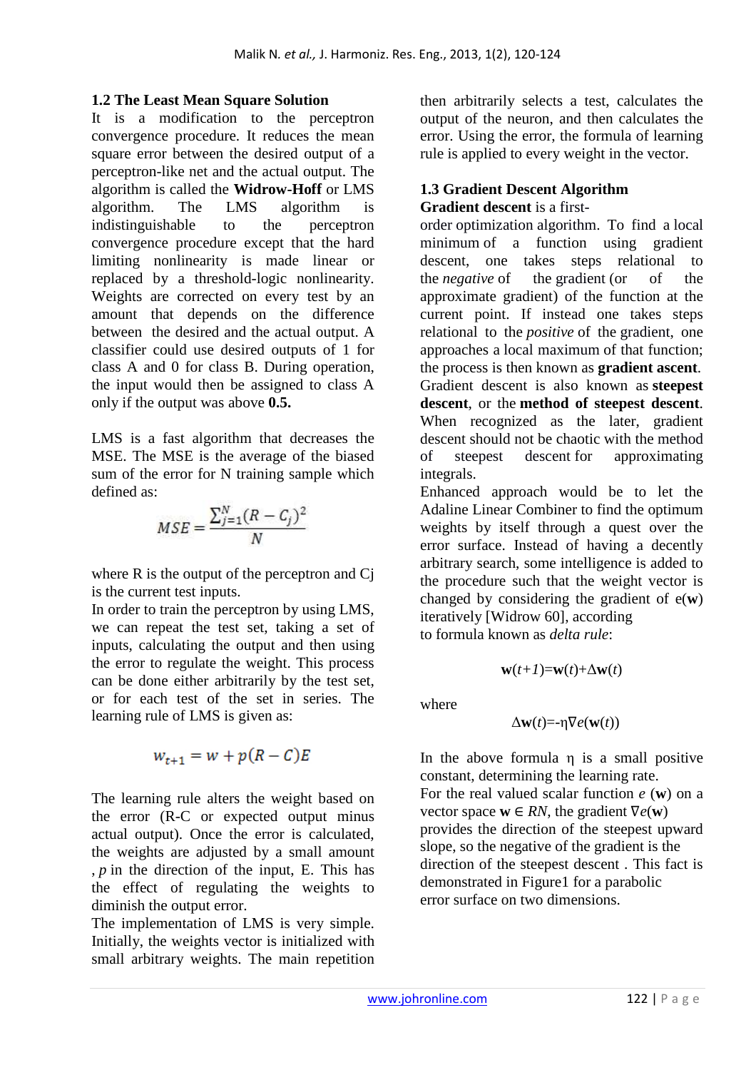### 1.2 The Least Mean Square Solution

It is a modification to the perceptron convergence procedure. It reduces the mean square error between the desired output of a perceptron-like net and the actual output. The algorithm is called the **Widrow-Hoff** or LMS algorithm. The LMS algorithm is indistinguishable to the perceptron convergence procedure except that the hard limiting nonlinearity is made linear or replaced by a threshold-logic nonlinearity. Weights are corrected on every test by an amount that depends on the difference between the desired and the actual output. A classifier could use desired outputs of 1 for class A and 0 for class B. During operation, the input would then be assigned to class A only if the output was above **0.5.**

LMS is a fast algorithm that decreases the MSE. The MSE is the average of the biased sum of the error for N training sample which defined as:

$$MSE = \frac{\sum_{j=1}^{N}(R - C_j)^2}{N}$$

where R is the output of the perceptron and Cj is the current test inputs.

In order to train the perceptron by using LMS, we can repeat the test set, taking a set of inputs, calculating the output and then using the error to regulate the weight. This process can be done either arbitrarily by the test set, or for each test of the set in series. The learning rule of LMS is given as:

$$w_{t+1} = w + p(R - C)E$$

The learning rule alters the weight based on the error (R-C or expected output minus actual output). Once the error is calculated, the weights are adjusted by a small amount , *p* in the direction of the input, E. This has the effect of regulating the weights to diminish the output error.

The implementation of LMS is very simple. Initially, the weights vector is initialized with small arbitrary weights. The main repetition then arbitrarily selects a test, calculates the output of the neuron, and then calculates the error. Using the error, the formula of learning rule is applied to every weight in the vector.

### 1.3 Gradient Descent Algorithm

**Gradient descent** is a first-order optimization algorithm. To find a local minimum of a function using gradient descent, one takes steps relational to the *negative* of the gradient (or of the approximate gradient) of the function at the current point. If instead one takes steps relational to the *positive* of the gradient, one approaches a local maximum of that function; the process is then known as **gradient ascent**. Gradient descent is also known as **steepest descent**, or the **method of steepest descent**. When recognized as the later, gradient descent should not be chaotic with the method of steepest descent for approximating integrals.

Enhanced approach would be to let the Adaline Linear Combiner to find the optimum weights by itself through a quest over the error surface. Instead of having a decently arbitrary search, some intelligence is added to the procedure such that the weight vector is changed by considering the gradient of e(**w**) iteratively [Widrow 60], according to formula known as *delta rule*:

$$\mathbf{w}(t+1)=\mathbf{w}(t)+\Delta\mathbf{w}(t)$$

where

$$\Delta\mathbf{w}(t)=-\eta\nabla e(\mathbf{w}(t))$$

In the above formula η is a small positive constant, determining the learning rate.

For the real valued scalar function $e(\mathbf{w})$ on a vector space $\mathbf{w} \in RN$, the gradient $\nabla e(\mathbf{w})$ provides the direction of the steepest upward slope, so the negative of the gradient is the direction of the steepest descent . This fact is demonstrated in Figure1 for a parabolic error surface on two dimensions.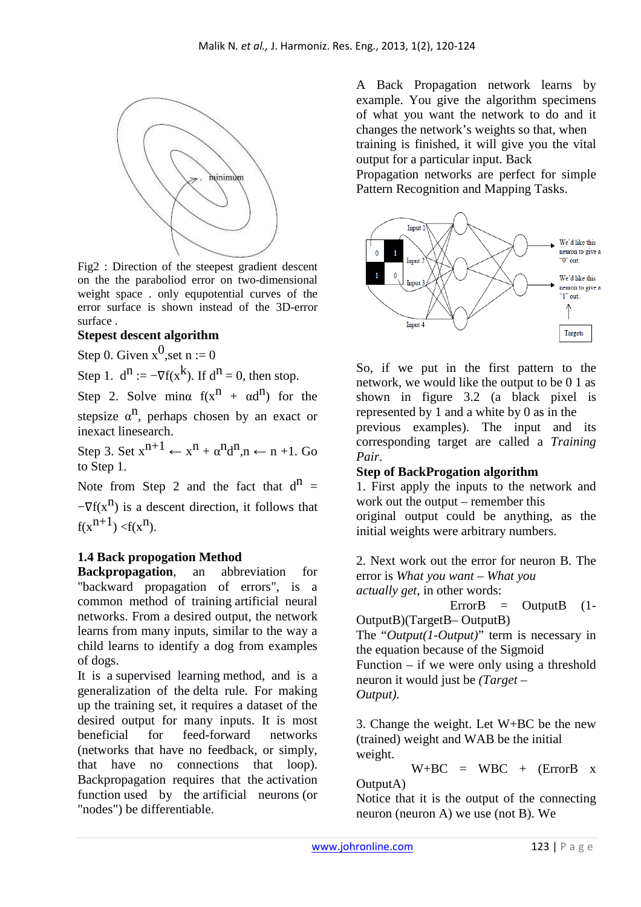Fig2 : Direction of the steepest gradient descent on the the paraboliod error on two-dimensional weight space . only equpotential curves of the error surface is shown instead of the 3D-error surface .

**Stepest descent algorithm**

Step 0. Given $x^0$,set n := 0

Step 1. $d^n := -\nabla f(x^k)$. If $d^n = 0$, then stop.

Step 2. Solve $\min \alpha\ f(x^n + \alpha d^n)$ for the stepsize $\alpha^n$, perhaps chosen by an exact or inexact linesearch.

Step 3. Set $x^{n+1} \leftarrow x^n + \alpha^n d^n, n \leftarrow n+1$. Go to Step 1.

Note from Step 2 and the fact that $d^n = -\nabla f(x^n)$ is a descent direction, it follows that $f(x^{n+1}) < f(x^n)$.

### 1.4 Back propogation Method

**Backpropagation**, an abbreviation for "backward propagation of errors", is a common method of training artificial neural networks. From a desired output, the network learns from many inputs, similar to the way a child learns to identify a dog from examples of dogs.

It is a supervised learning method, and is a generalization of the delta rule. For making up the training set, it requires a dataset of the desired output for many inputs. It is most beneficial for feed-forward networks (networks that have no feedback, or simply, that have no connections that loop). Backpropagation requires that the activation function used by the artificial neurons (or "nodes") be differentiable.

A Back Propagation network learns by example. You give the algorithm specimens of what you want the network to do and it changes the network's weights so that, when training is finished, it will give you the vital output for a particular input. Back Propagation networks are perfect for simple Pattern Recognition and Mapping Tasks.

So, if we put in the first pattern to the network, we would like the output to be 0 1 as shown in figure 3.2 (a black pixel is represented by 1 and a white by 0 as in the previous examples). The input and its corresponding target are called a *Training Pair*.

**Step of BackProgation algorithm**

1. First apply the inputs to the network and work out the output – remember this original output could be anything, as the initial weights were arbitrary numbers.

2. Next work out the error for neuron B. The error is *What you want – What you actually get*, in other words:

$$\text{ErrorB} = \text{OutputB}\ (1-\text{OutputB})(\text{TargetB} - \text{OutputB})$$

The "*Output(1-Output)*" term is necessary in the equation because of the Sigmoid Function – if we were only using a threshold neuron it would just be *(Target – Output).*

3. Change the weight. Let W+BC be the new (trained) weight and WAB be the initial weight.

$$W^{+}BC = WBC + (\text{ErrorB} \times \text{OutputA})$$

Notice that it is the output of the connecting neuron (neuron A) we use (not B). We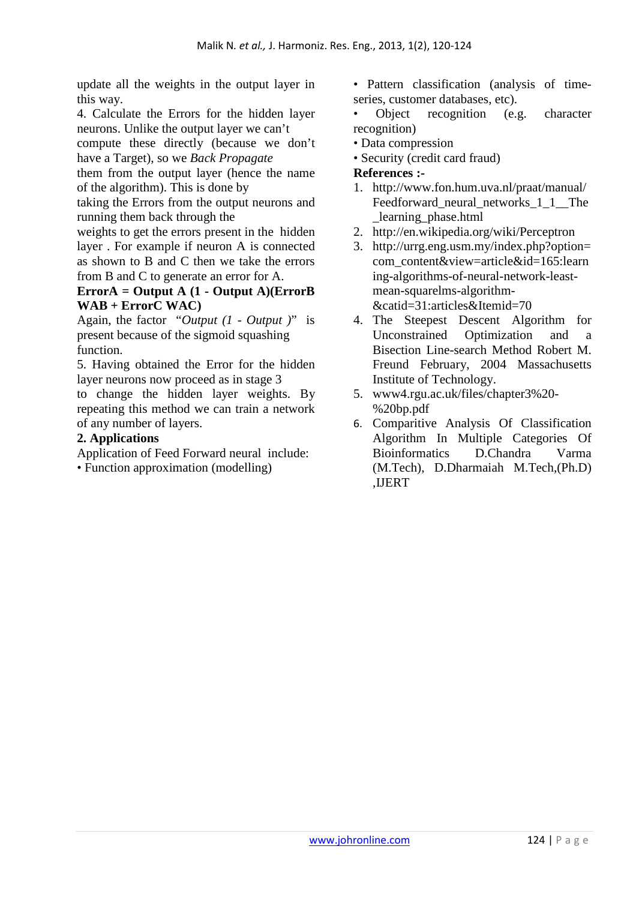update all the weights in the output layer in this way.

4. Calculate the Errors for the hidden layer neurons. Unlike the output layer we can't compute these directly (because we don't have a Target), so we *Back Propagate* them from the output layer (hence the name of the algorithm). This is done by taking the Errors from the output neurons and running them back through the weights to get the errors present in the hidden layer . For example if neuron A is connected as shown to B and C then we take the errors from B and C to generate an error for A.

**ErrorA = Output A (1 - Output A)(ErrorB WAB + ErrorC WAC)**

Again, the factor "*Output (1 - Output )*" is present because of the sigmoid squashing function.

5. Having obtained the Error for the hidden layer neurons now proceed as in stage 3 to change the hidden layer weights. By repeating this method we can train a network of any number of layers.

## 2. Applications

Application of Feed Forward neural include:

- Function approximation (modelling)
- Pattern classification (analysis of time-series, customer databases, etc).
- Object recognition (e.g. character recognition)
- Data compression
- Security (credit card fraud)

**References :-**

1. http://www.fon.hum.uva.nl/praat/manual/Feedforward_neural_networks_1_1__The_learning_phase.html
2. http://en.wikipedia.org/wiki/Perceptron
3. http://urrg.eng.usm.my/index.php?option=com_content&view=article&id=165:learning-algorithms-of-neural-network-least-mean-squarelms-algorithm-&catid=31:articles&Itemid=70
4. The Steepest Descent Algorithm for Unconstrained Optimization and a Bisection Line-search Method Robert M. Freund February, 2004 Massachusetts Institute of Technology.
5. www4.rgu.ac.uk/files/chapter3%20-%20bp.pdf
6. Comparitive Analysis Of Classification Algorithm In Multiple Categories Of Bioinformatics D.Chandra Varma (M.Tech), D.Dharmaiah M.Tech,(Ph.D) ,IJERT